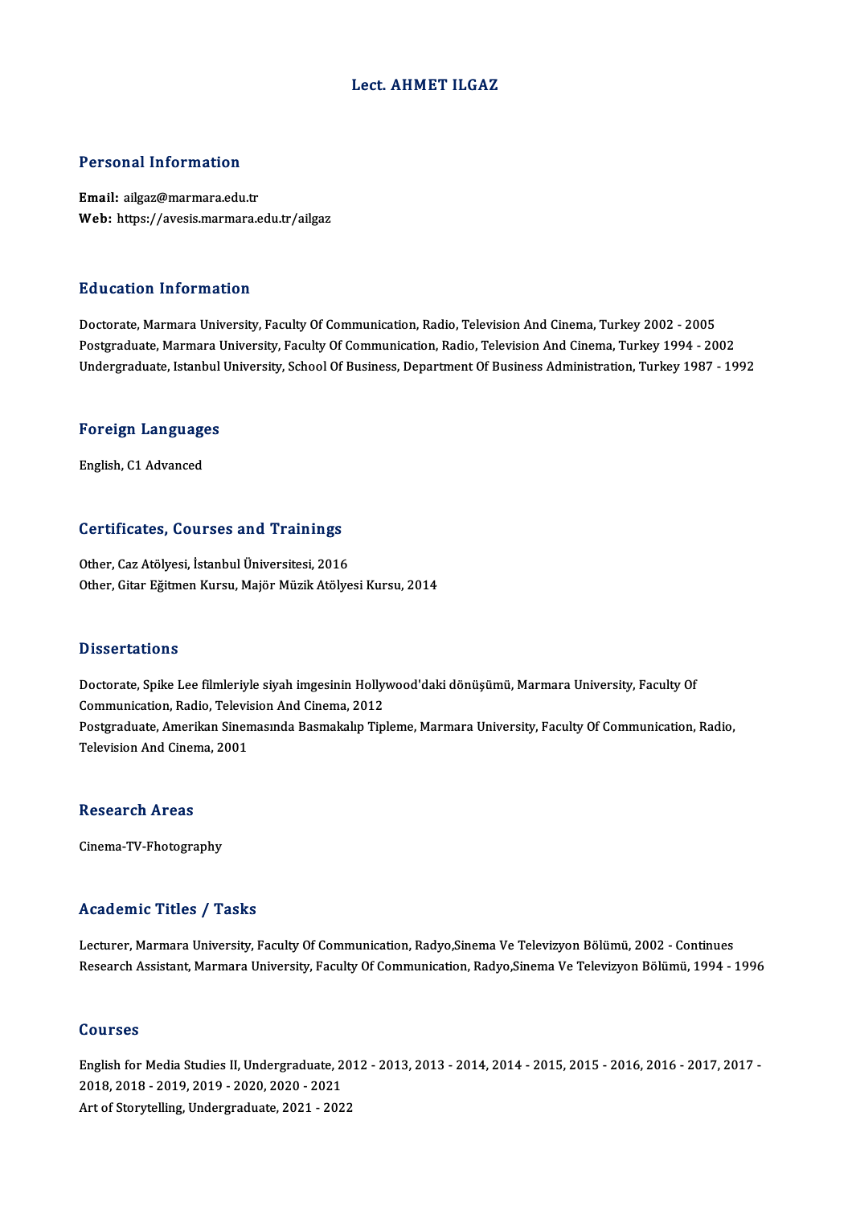# Lect. AHMET ILGAZ

## Personal Information

**Email:** ailgaz@marmara.edu.tr
**Web:** https://avesis.marmara.edu.tr/ailgaz

## Education Information

Doctorate, Marmara University, Faculty Of Communication, Radio, Television And Cinema, Turkey 2002 - 2005
Postgraduate, Marmara University, Faculty Of Communication, Radio, Television And Cinema, Turkey 1994 - 2002
Undergraduate, Istanbul University, School Of Business, Department Of Business Administration, Turkey 1987 - 1992

## Foreign Languages

English, C1 Advanced

## Certificates, Courses and Trainings

Other, Caz Atölyesi, İstanbul Üniversitesi, 2016
Other, Gitar Eğitmen Kursu, Majör Müzik Atölyesi Kursu, 2014

## Dissertations

Doctorate, Spike Lee filmleriyle siyah imgesinin Hollywood'daki dönüşümü, Marmara University, Faculty Of Communication, Radio, Television And Cinema, 2012
Postgraduate, Amerikan Sinemasında Basmakalıp Tipleme, Marmara University, Faculty Of Communication, Radio, Television And Cinema, 2001

## Research Areas

Cinema-TV-Fhotography

## Academic Titles / Tasks

Lecturer, Marmara University, Faculty Of Communication, Radyo,Sinema Ve Televizyon Bölümü, 2002 - Continues
Research Assistant, Marmara University, Faculty Of Communication, Radyo,Sinema Ve Televizyon Bölümü, 1994 - 1996

## Courses

English for Media Studies II, Undergraduate, 2012 - 2013, 2013 - 2014, 2014 - 2015, 2015 - 2016, 2016 - 2017, 2017 - 2018, 2018 - 2019, 2019 - 2020, 2020 - 2021
Art of Storytelling, Undergraduate, 2021 - 2022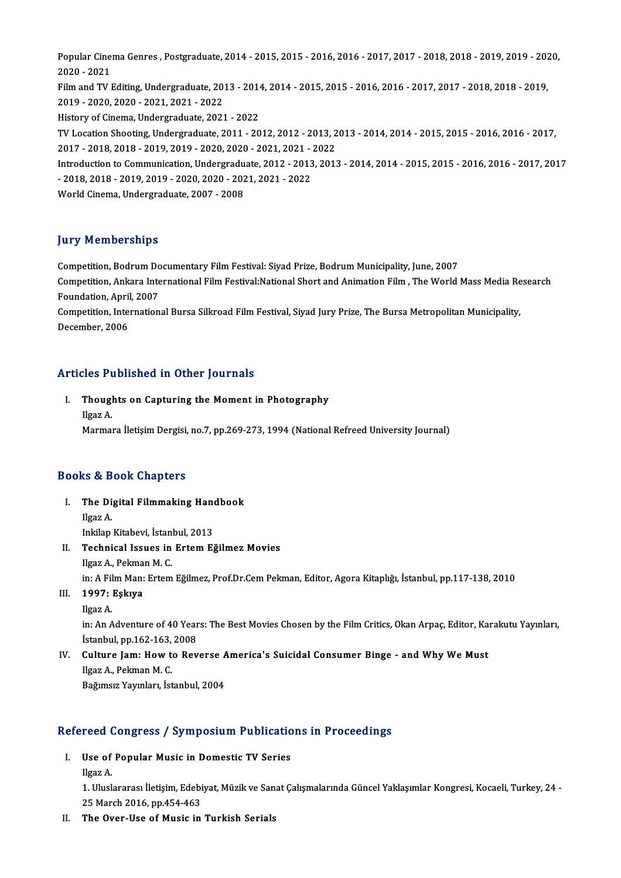Popular Cinema Genres , Postgraduate, 2014 - 2015, 2015 - 2016, 2016 - 2017, 2017 - 2018, 2018 - 2019, 2019 - 2020, 2020 - 2021

Film and TV Editing, Undergraduate, 2013 - 2014, 2014 - 2015, 2015 - 2016, 2016 - 2017, 2017 - 2018, 2018 - 2019, 2019 - 2020, 2020 - 2021, 2021 - 2022

History of Cinema, Undergraduate, 2021 - 2022

TV Location Shooting, Undergraduate, 2011 - 2012, 2012 - 2013, 2013 - 2014, 2014 - 2015, 2015 - 2016, 2016 - 2017, 2017 - 2018, 2018 - 2019, 2019 - 2020, 2020 - 2021, 2021 - 2022

Introduction to Communication, Undergraduate, 2012 - 2013, 2013 - 2014, 2014 - 2015, 2015 - 2016, 2016 - 2017, 2017 - 2018, 2018 - 2019, 2019 - 2020, 2020 - 2021, 2021 - 2022

World Cinema, Undergraduate, 2007 - 2008

## Jury Memberships

Competition, Bodrum Documentary Film Festival: Siyad Prize, Bodrum Municipality, June, 2007

Competition, Ankara International Film Festival:National Short and Animation Film , The World Mass Media Research Foundation, April, 2007

Competition, International Bursa Silkroad Film Festival, Siyad Jury Prize, The Bursa Metropolitan Municipality, December, 2006

## Articles Published in Other Journals

I. **Thoughts on Capturing the Moment in Photography**
   Ilgaz A.
   Marmara İletişim Dergisi, no.7, pp.269-273, 1994 (National Refreed University Journal)

## Books & Book Chapters

I. **The Digital Filmmaking Handbook**
   Ilgaz A.
   Inkilap Kitabevi, İstanbul, 2013

II. **Technical Issues in Ertem Eğilmez Movies**
   Ilgaz A., Pekman M. C.
   in: A Film Man: Ertem Eğilmez, Prof.Dr.Cem Pekman, Editor, Agora Kitaplığı, İstanbul, pp.117-138, 2010

III. **1997: Eşkıya**
   Ilgaz A.
   in: An Adventure of 40 Years: The Best Movies Chosen by the Film Critics, Okan Arpaç, Editor, Karakutu Yayınları, İstanbul, pp.162-163, 2008

IV. **Culture Jam: How to Reverse America's Suicidal Consumer Binge - and Why We Must**
   Ilgaz A., Pekman M. C.
   Bağımsız Yayınları, İstanbul, 2004

## Refereed Congress / Symposium Publications in Proceedings

I. **Use of Popular Music in Domestic TV Series**
   Ilgaz A.
   1. Uluslararası İletişim, Edebiyat, Müzik ve Sanat Çalışmalarında Güncel Yaklaşımlar Kongresi, Kocaeli, Turkey, 24 - 25 March 2016, pp.454-463

II. **The Over-Use of Music in Turkish Serials**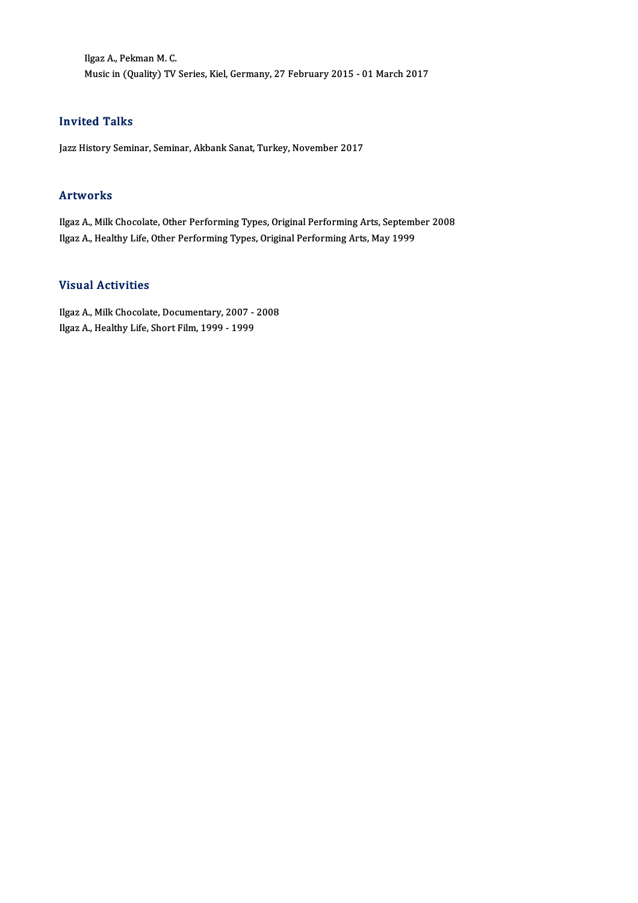Ilgaz A., Pekman M. C.
Music in (Quality) TV Series, Kiel, Germany, 27 February 2015 - 01 March 2017

## Invited Talks

Jazz History Seminar, Seminar, Akbank Sanat, Turkey, November 2017

## Artworks

Ilgaz A., Milk Chocolate, Other Performing Types, Original Performing Arts, September 2008
Ilgaz A., Healthy Life, Other Performing Types, Original Performing Arts, May 1999

## Visual Activities

Ilgaz A., Milk Chocolate, Documentary, 2007 - 2008
Ilgaz A., Healthy Life, Short Film, 1999 - 1999